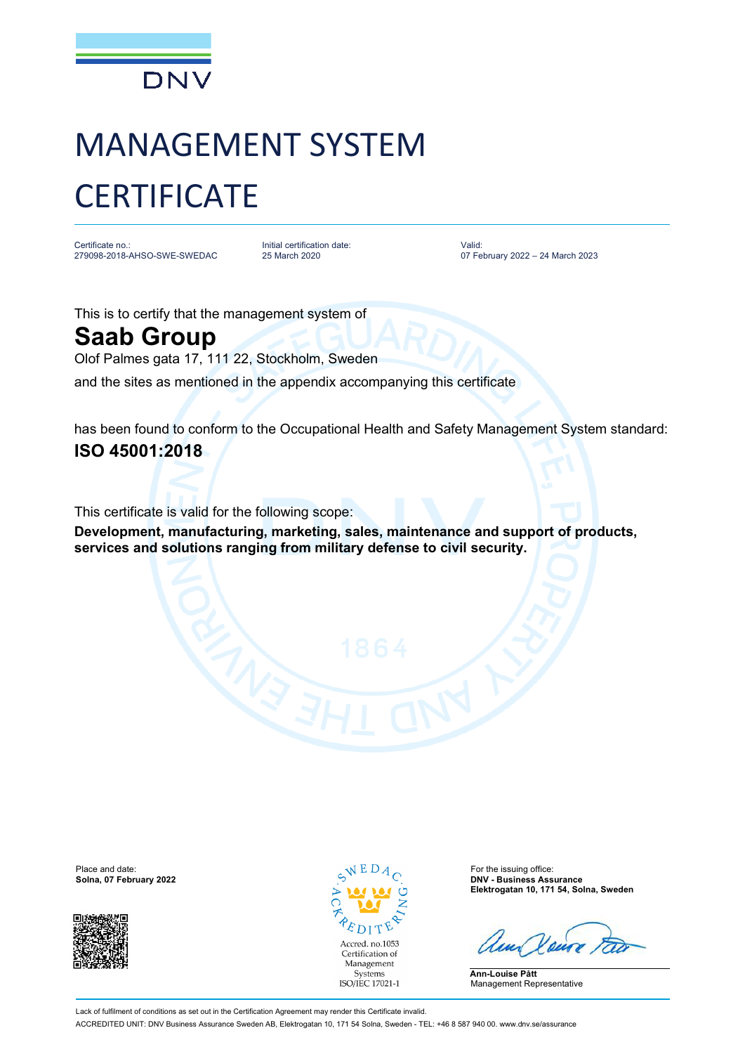DNV

# MANAGEMENT SYSTEM CERTIFICATE

Certificate no.:
279098-2018-AHSO-SWE-SWEDAC

Initial certification date:
25 March 2020

Valid:
07 February 2022 – 24 March 2023

This is to certify that the management system of

## Saab Group

Olof Palmes gata 17, 111 22, Stockholm, Sweden

and the sites as mentioned in the appendix accompanying this certificate

has been found to conform to the Occupational Health and Safety Management System standard:

**ISO 45001:2018**

This certificate is valid for the following scope:

**Development, manufacturing, marketing, sales, maintenance and support of products, services and solutions ranging from military defense to civil security.**

Place and date:
**Solna, 07 February 2022**

SWEDAC ACKREDITERING
Accred. no.1053
Certification of Management Systems
ISO/IEC 17021-1

For the issuing office:
**DNV - Business Assurance**
**Elektrogatan 10, 171 54, Solna, Sweden**

**Ann-Louise Pått**
Management Representative

Lack of fulfilment of conditions as set out in the Certification Agreement may render this Certificate invalid.

ACCREDITED UNIT: DNV Business Assurance Sweden AB, Elektrogatan 10, 171 54 Solna, Sweden - TEL: +46 8 587 940 00. www.dnv.se/assurance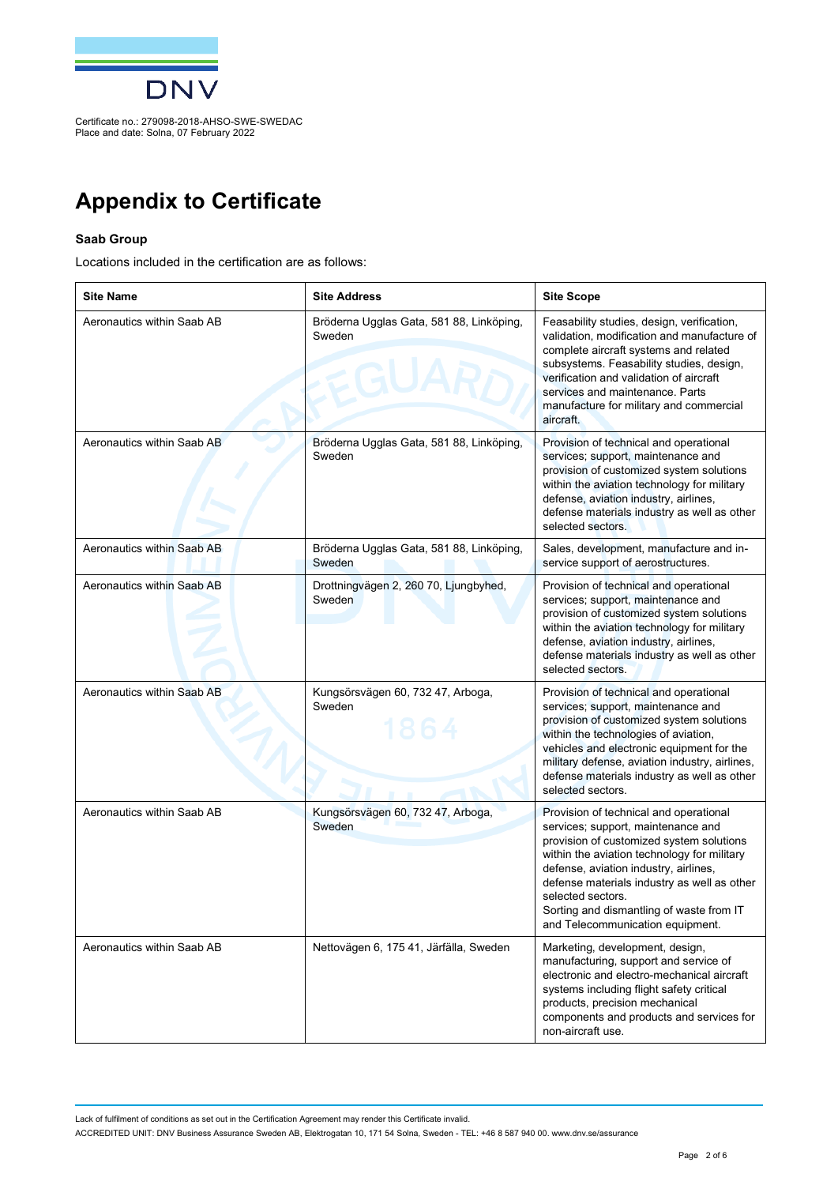Certificate no.: 279098-2018-AHSO-SWE-SWEDAC
Place and date: Solna, 07 February 2022

# Appendix to Certificate

**Saab Group**

Locations included in the certification are as follows:

| Site Name | Site Address | Site Scope |
|---|---|---|
| Aeronautics within Saab AB | Bröderna Ugglas Gata, 581 88, Linköping, Sweden | Feasability studies, design, verification, validation, modification and manufacture of complete aircraft systems and related subsystems. Feasability studies, design, verification and validation of aircraft services and maintenance. Parts manufacture for military and commercial aircraft. |
| Aeronautics within Saab AB | Bröderna Ugglas Gata, 581 88, Linköping, Sweden | Provision of technical and operational services; support, maintenance and provision of customized system solutions within the aviation technology for military defense, aviation industry, airlines, defense materials industry as well as other selected sectors. |
| Aeronautics within Saab AB | Bröderna Ugglas Gata, 581 88, Linköping, Sweden | Sales, development, manufacture and in-service support of aerostructures. |
| Aeronautics within Saab AB | Drottningvägen 2, 260 70, Ljungbyhed, Sweden | Provision of technical and operational services; support, maintenance and provision of customized system solutions within the aviation technology for military defense, aviation industry, airlines, defense materials industry as well as other selected sectors. |
| Aeronautics within Saab AB | Kungsörsvägen 60, 732 47, Arboga, Sweden | Provision of technical and operational services; support, maintenance and provision of customized system solutions within the technologies of aviation, vehicles and electronic equipment for the military defense, aviation industry, airlines, defense materials industry as well as other selected sectors. |
| Aeronautics within Saab AB | Kungsörsvägen 60, 732 47, Arboga, Sweden | Provision of technical and operational services; support, maintenance and provision of customized system solutions within the aviation technology for military defense, aviation industry, airlines, defense materials industry as well as other selected sectors.<br>Sorting and dismantling of waste from IT and Telecommunication equipment. |
| Aeronautics within Saab AB | Nettovägen 6, 175 41, Järfälla, Sweden | Marketing, development, design, manufacturing, support and service of electronic and electro-mechanical aircraft systems including flight safety critical products, precision mechanical components and products and services for non-aircraft use. |

Lack of fulfilment of conditions as set out in the Certification Agreement may render this Certificate invalid.
ACCREDITED UNIT: DNV Business Assurance Sweden AB, Elektrogatan 10, 171 54 Solna, Sweden - TEL: +46 8 587 940 00. www.dnv.se/assurance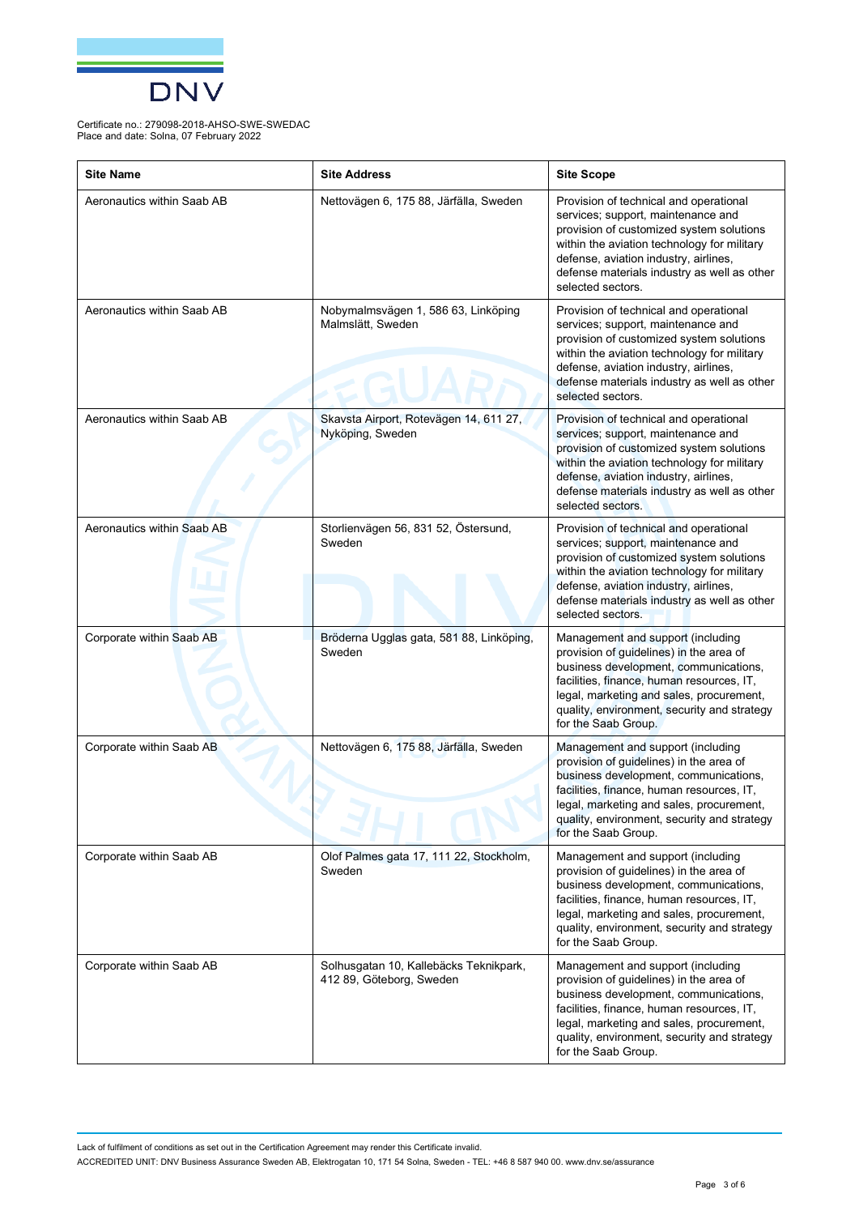Certificate no.: 279098-2018-AHSO-SWE-SWEDAC
Place and date: Solna, 07 February 2022

| Site Name | Site Address | Site Scope |
|---|---|---|
| Aeronautics within Saab AB | Nettovägen 6, 175 88, Järfälla, Sweden | Provision of technical and operational services; support, maintenance and provision of customized system solutions within the aviation technology for military defense, aviation industry, airlines, defense materials industry as well as other selected sectors. |
| Aeronautics within Saab AB | Nobymalmsvägen 1, 586 63, Linköping Malmslätt, Sweden | Provision of technical and operational services; support, maintenance and provision of customized system solutions within the aviation technology for military defense, aviation industry, airlines, defense materials industry as well as other selected sectors. |
| Aeronautics within Saab AB | Skavsta Airport, Rotevägen 14, 611 27, Nyköping, Sweden | Provision of technical and operational services; support, maintenance and provision of customized system solutions within the aviation technology for military defense, aviation industry, airlines, defense materials industry as well as other selected sectors. |
| Aeronautics within Saab AB | Storlienvägen 56, 831 52, Östersund, Sweden | Provision of technical and operational services; support, maintenance and provision of customized system solutions within the aviation technology for military defense, aviation industry, airlines, defense materials industry as well as other selected sectors. |
| Corporate within Saab AB | Bröderna Ugglas gata, 581 88, Linköping, Sweden | Management and support (including provision of guidelines) in the area of business development, communications, facilities, finance, human resources, IT, legal, marketing and sales, procurement, quality, environment, security and strategy for the Saab Group. |
| Corporate within Saab AB | Nettovägen 6, 175 88, Järfälla, Sweden | Management and support (including provision of guidelines) in the area of business development, communications, facilities, finance, human resources, IT, legal, marketing and sales, procurement, quality, environment, security and strategy for the Saab Group. |
| Corporate within Saab AB | Olof Palmes gata 17, 111 22, Stockholm, Sweden | Management and support (including provision of guidelines) in the area of business development, communications, facilities, finance, human resources, IT, legal, marketing and sales, procurement, quality, environment, security and strategy for the Saab Group. |
| Corporate within Saab AB | Solhusgatan 10, Kallebäcks Teknikpark, 412 89, Göteborg, Sweden | Management and support (including provision of guidelines) in the area of business development, communications, facilities, finance, human resources, IT, legal, marketing and sales, procurement, quality, environment, security and strategy for the Saab Group. |

Lack of fulfilment of conditions as set out in the Certification Agreement may render this Certificate invalid.
ACCREDITED UNIT: DNV Business Assurance Sweden AB, Elektrogatan 10, 171 54 Solna, Sweden - TEL: +46 8 587 940 00. www.dnv.se/assurance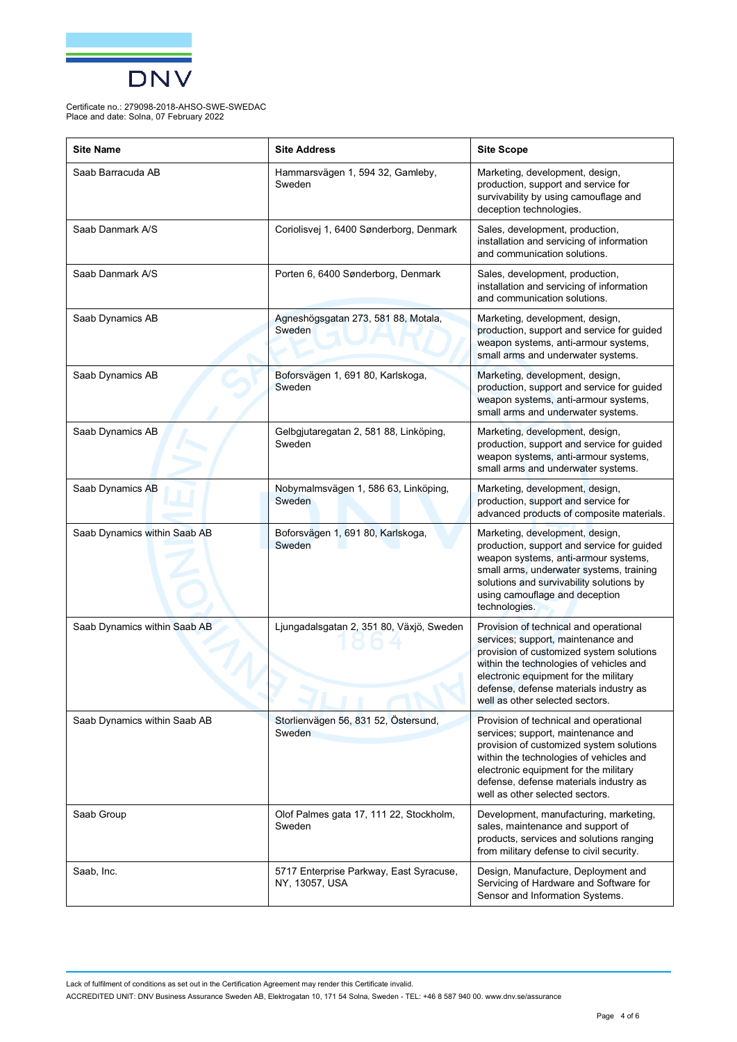Certificate no.: 279098-2018-AHSO-SWE-SWEDAC
Place and date: Solna, 07 February 2022

| Site Name | Site Address | Site Scope |
|---|---|---|
| Saab Barracuda AB | Hammarsvägen 1, 594 32, Gamleby, Sweden | Marketing, development, design, production, support and service for survivability by using camouflage and deception technologies. |
| Saab Danmark A/S | Coriolisvej 1, 6400 Sønderborg, Denmark | Sales, development, production, installation and servicing of information and communication solutions. |
| Saab Danmark A/S | Porten 6, 6400 Sønderborg, Denmark | Sales, development, production, installation and servicing of information and communication solutions. |
| Saab Dynamics AB | Agneshögsgatan 273, 581 88, Motala, Sweden | Marketing, development, design, production, support and service for guided weapon systems, anti-armour systems, small arms and underwater systems. |
| Saab Dynamics AB | Boforsvägen 1, 691 80, Karlskoga, Sweden | Marketing, development, design, production, support and service for guided weapon systems, anti-armour systems, small arms and underwater systems. |
| Saab Dynamics AB | Gelbgjutaregatan 2, 581 88, Linköping, Sweden | Marketing, development, design, production, support and service for guided weapon systems, anti-armour systems, small arms and underwater systems. |
| Saab Dynamics AB | Nobymalmsvägen 1, 586 63, Linköping, Sweden | Marketing, development, design, production, support and service for advanced products of composite materials. |
| Saab Dynamics within Saab AB | Boforsvägen 1, 691 80, Karlskoga, Sweden | Marketing, development, design, production, support and service for guided weapon systems, anti-armour systems, small arms, underwater systems, training solutions and survivability solutions by using camouflage and deception technologies. |
| Saab Dynamics within Saab AB | Ljungadalsgatan 2, 351 80, Växjö, Sweden | Provision of technical and operational services; support, maintenance and provision of customized system solutions within the technologies of vehicles and electronic equipment for the military defense, defense materials industry as well as other selected sectors. |
| Saab Dynamics within Saab AB | Storlienvägen 56, 831 52, Östersund, Sweden | Provision of technical and operational services; support, maintenance and provision of customized system solutions within the technologies of vehicles and electronic equipment for the military defense, defense materials industry as well as other selected sectors. |
| Saab Group | Olof Palmes gata 17, 111 22, Stockholm, Sweden | Development, manufacturing, marketing, sales, maintenance and support of products, services and solutions ranging from military defense to civil security. |
| Saab, Inc. | 5717 Enterprise Parkway, East Syracuse, NY, 13057, USA | Design, Manufacture, Deployment and Servicing of Hardware and Software for Sensor and Information Systems. |

Lack of fulfilment of conditions as set out in the Certification Agreement may render this Certificate invalid.

ACCREDITED UNIT: DNV Business Assurance Sweden AB, Elektrogatan 10, 171 54 Solna, Sweden - TEL: +46 8 587 940 00. www.dnv.se/assurance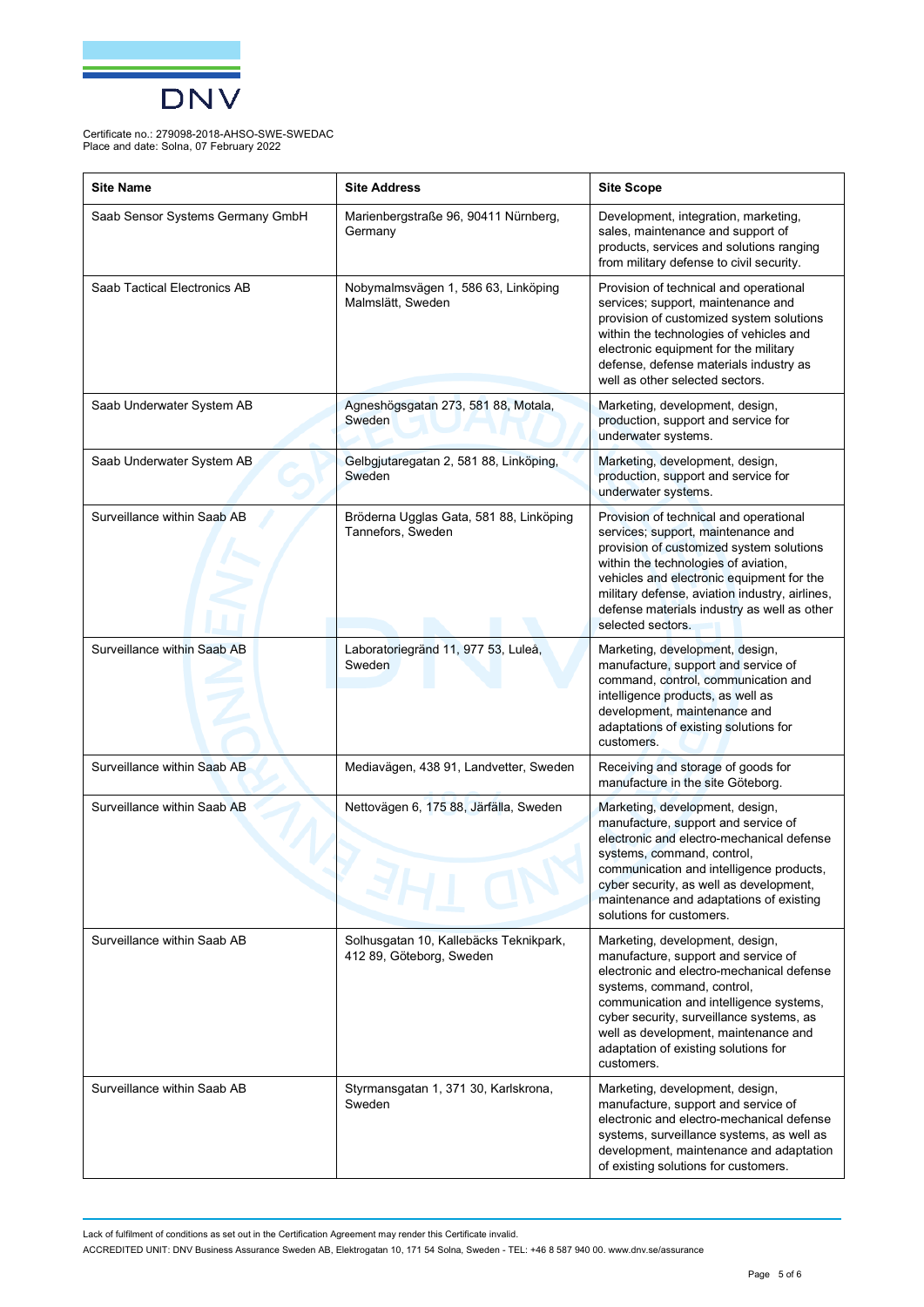Certificate no.: 279098-2018-AHSO-SWE-SWEDAC
Place and date: Solna, 07 February 2022

| Site Name | Site Address | Site Scope |
|---|---|---|
| Saab Sensor Systems Germany GmbH | Marienbergstraße 96, 90411 Nürnberg, Germany | Development, integration, marketing, sales, maintenance and support of products, services and solutions ranging from military defense to civil security. |
| Saab Tactical Electronics AB | Nobymalmsvägen 1, 586 63, Linköping Malmslätt, Sweden | Provision of technical and operational services; support, maintenance and provision of customized system solutions within the technologies of vehicles and electronic equipment for the military defense, defense materials industry as well as other selected sectors. |
| Saab Underwater System AB | Agneshögsgatan 273, 581 88, Motala, Sweden | Marketing, development, design, production, support and service for underwater systems. |
| Saab Underwater System AB | Gelbgjutaregatan 2, 581 88, Linköping, Sweden | Marketing, development, design, production, support and service for underwater systems. |
| Surveillance within Saab AB | Bröderna Ugglas Gata, 581 88, Linköping Tannefors, Sweden | Provision of technical and operational services; support, maintenance and provision of customized system solutions within the technologies of aviation, vehicles and electronic equipment for the military defense, aviation industry, airlines, defense materials industry as well as other selected sectors. |
| Surveillance within Saab AB | Laboratoriegränd 11, 977 53, Luleå, Sweden | Marketing, development, design, manufacture, support and service of command, control, communication and intelligence products, as well as development, maintenance and adaptations of existing solutions for customers. |
| Surveillance within Saab AB | Mediavägen, 438 91, Landvetter, Sweden | Receiving and storage of goods for manufacture in the site Göteborg. |
| Surveillance within Saab AB | Nettovägen 6, 175 88, Järfälla, Sweden | Marketing, development, design, manufacture, support and service of electronic and electro-mechanical defense systems, command, control, communication and intelligence products, cyber security, as well as development, maintenance and adaptations of existing solutions for customers. |
| Surveillance within Saab AB | Solhusgatan 10, Kallebäcks Teknikpark, 412 89, Göteborg, Sweden | Marketing, development, design, manufacture, support and service of electronic and electro-mechanical defense systems, command, control, communication and intelligence systems, cyber security, surveillance systems, as well as development, maintenance and adaptation of existing solutions for customers. |
| Surveillance within Saab AB | Styrmansgatan 1, 371 30, Karlskrona, Sweden | Marketing, development, design, manufacture, support and service of electronic and electro-mechanical defense systems, surveillance systems, as well as development, maintenance and adaptation of existing solutions for customers. |

Lack of fulfilment of conditions as set out in the Certification Agreement may render this Certificate invalid.

ACCREDITED UNIT: DNV Business Assurance Sweden AB, Elektrogatan 10, 171 54 Solna, Sweden - TEL: +46 8 587 940 00. www.dnv.se/assurance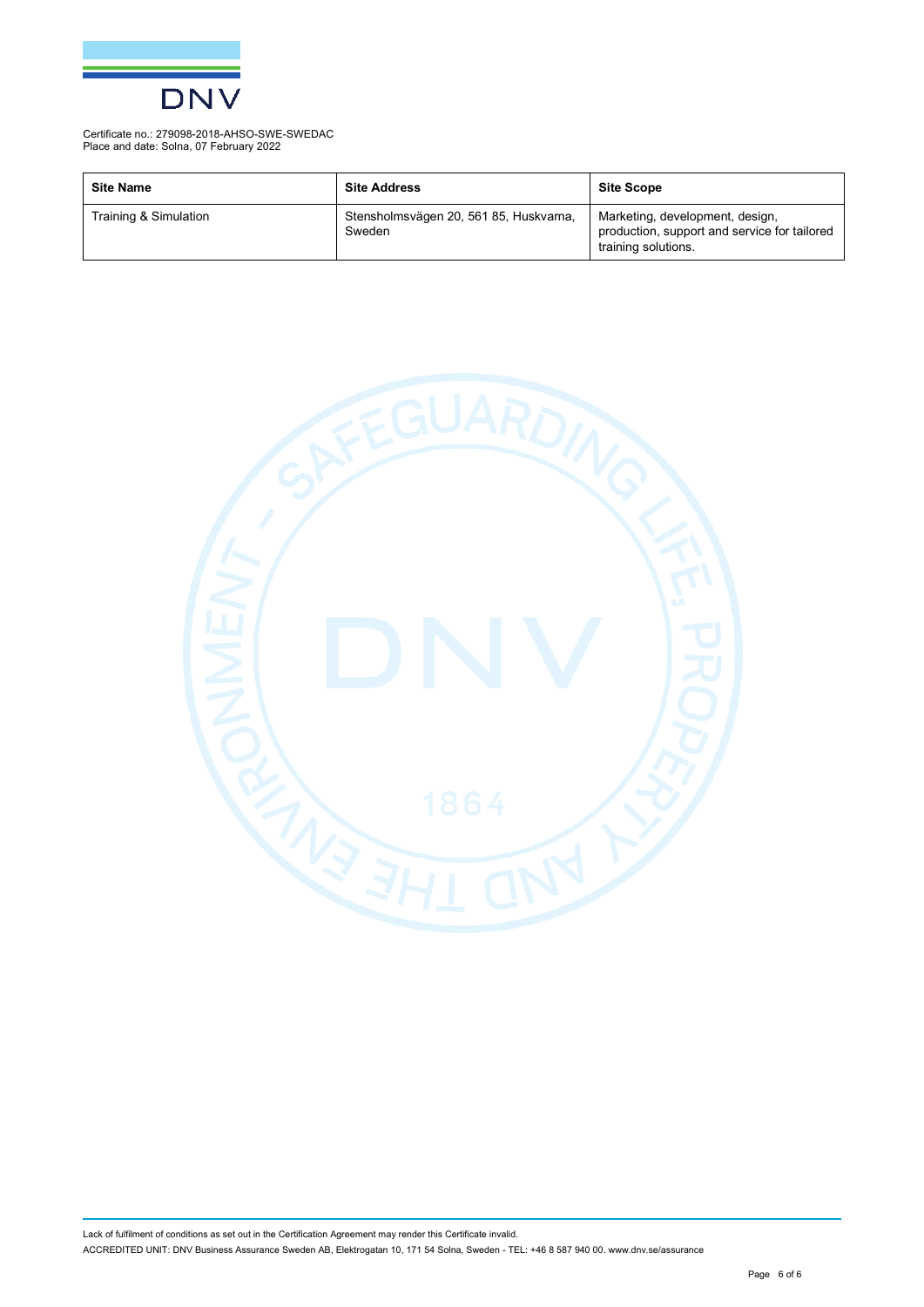Certificate no.: 279098-2018-AHSO-SWE-SWEDAC
Place and date: Solna, 07 February 2022

| Site Name | Site Address | Site Scope |
| --- | --- | --- |
| Training & Simulation | Stensholmsvägen 20, 561 85, Huskvarna, Sweden | Marketing, development, design, production, support and service for tailored training solutions. |

Lack of fulfilment of conditions as set out in the Certification Agreement may render this Certificate invalid.

ACCREDITED UNIT: DNV Business Assurance Sweden AB, Elektrogatan 10, 171 54 Solna, Sweden - TEL: +46 8 587 940 00. www.dnv.se/assurance